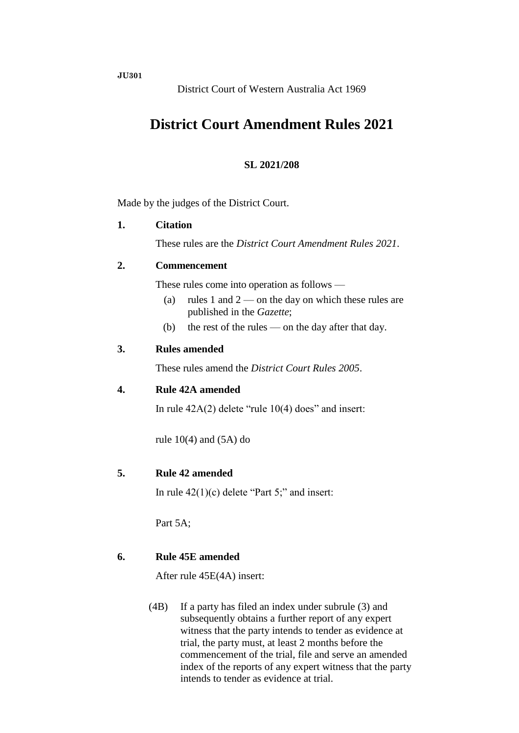**JU301**

District Court of Western Australia Act 1969

# District Court Amendment Rules 2021

**SL 2021/208**

Made by the judges of the District Court.

**1. Citation**

These rules are the *District Court Amendment Rules 2021*.

**2. Commencement**

These rules come into operation as follows —

(a) rules 1 and 2 — on the day on which these rules are published in the *Gazette*;

(b) the rest of the rules — on the day after that day.

**3. Rules amended**

These rules amend the *District Court Rules 2005*.

**4. Rule 42A amended**

In rule 42A(2) delete "rule 10(4) does" and insert:

rule 10(4) and (5A) do

**5. Rule 42 amended**

In rule 42(1)(c) delete "Part 5;" and insert:

Part 5A;

**6. Rule 45E amended**

After rule 45E(4A) insert:

(4B) If a party has filed an index under subrule (3) and subsequently obtains a further report of any expert witness that the party intends to tender as evidence at trial, the party must, at least 2 months before the commencement of the trial, file and serve an amended index of the reports of any expert witness that the party intends to tender as evidence at trial.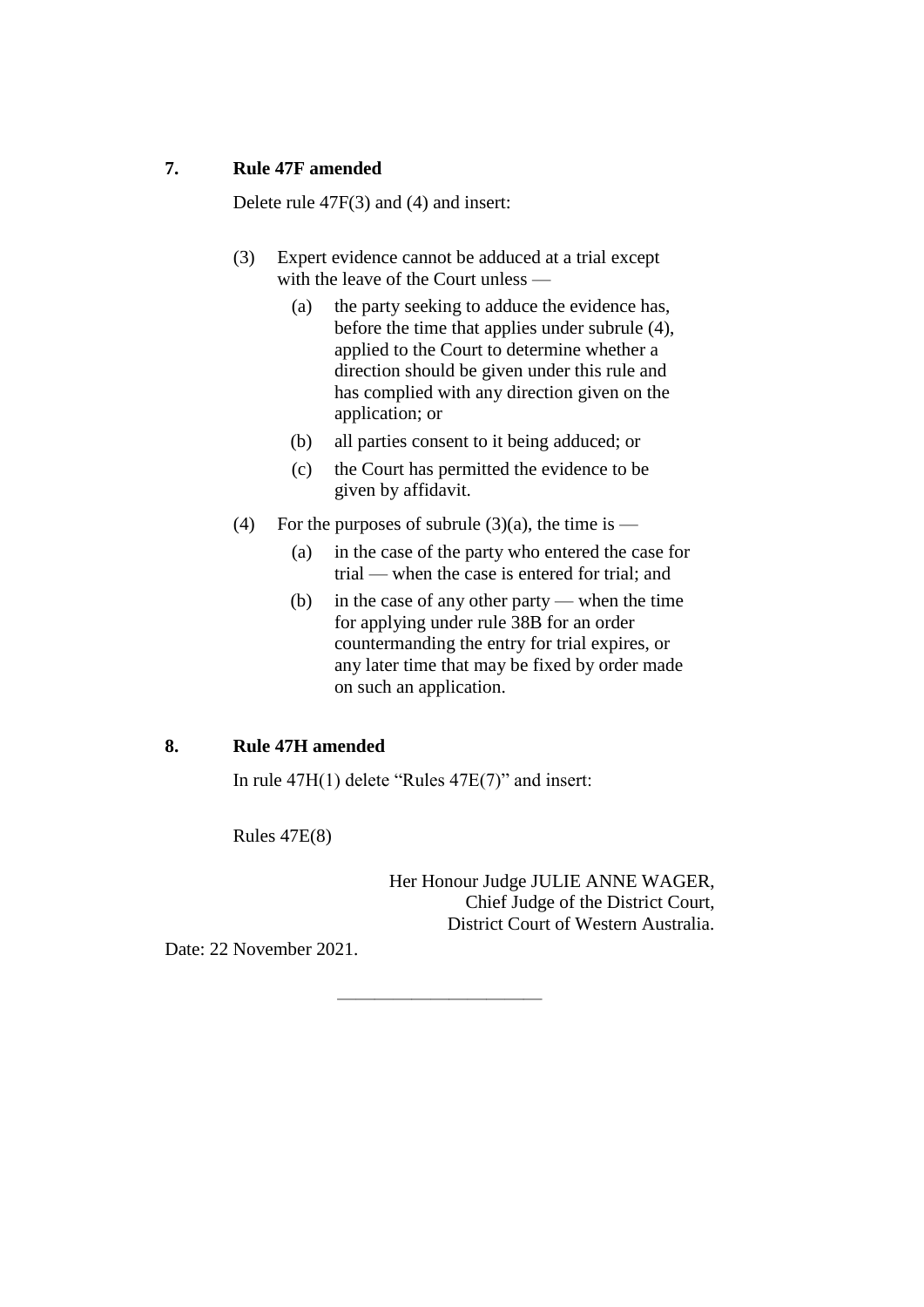**7. Rule 47F amended**

Delete rule 47F(3) and (4) and insert:

(3) Expert evidence cannot be adduced at a trial except with the leave of the Court unless —

(a) the party seeking to adduce the evidence has, before the time that applies under subrule (4), applied to the Court to determine whether a direction should be given under this rule and has complied with any direction given on the application; or

(b) all parties consent to it being adduced; or

(c) the Court has permitted the evidence to be given by affidavit.

(4) For the purposes of subrule (3)(a), the time is —

(a) in the case of the party who entered the case for trial — when the case is entered for trial; and

(b) in the case of any other party — when the time for applying under rule 38B for an order countermanding the entry for trial expires, or any later time that may be fixed by order made on such an application.

**8. Rule 47H amended**

In rule 47H(1) delete "Rules 47E(7)" and insert:

Rules 47E(8)

Her Honour Judge JULIE ANNE WAGER,
Chief Judge of the District Court,
District Court of Western Australia.

Date: 22 November 2021.

———————————